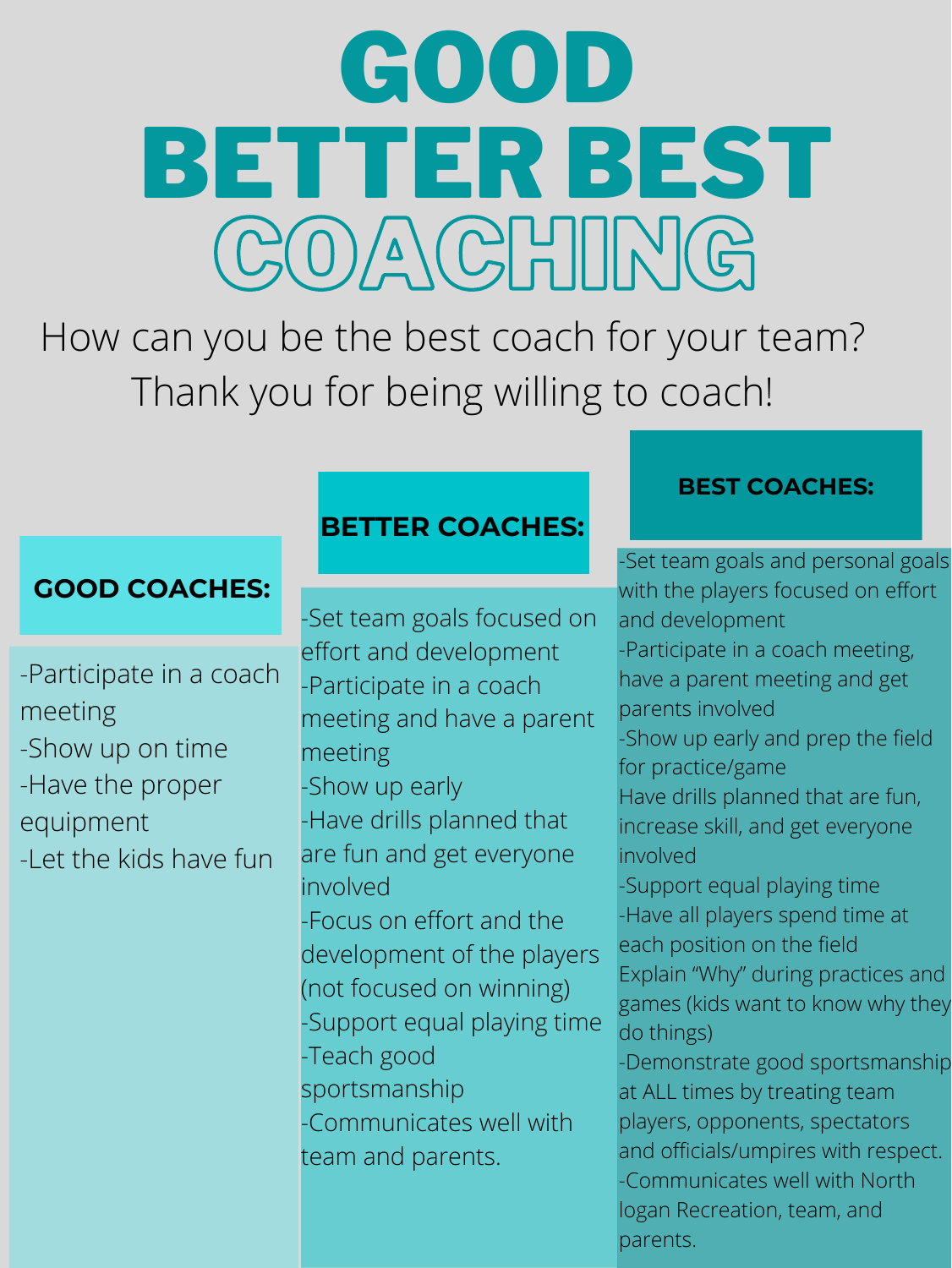# GOOD BETTER BEST COACHING

How can you be the best coach for your team?
Thank you for being willing to coach!

## GOOD COACHES:

-Participate in a coach meeting
-Show up on time
-Have the proper equipment
-Let the kids have fun

## BETTER COACHES:

-Set team goals focused on effort and development
-Participate in a coach meeting and have a parent meeting
-Show up early
-Have drills planned that are fun and get everyone involved
-Focus on effort and the development of the players (not focused on winning)
-Support equal playing time
-Teach good sportsmanship
-Communicates well with team and parents.

## BEST COACHES:

-Set team goals and personal goals with the players focused on effort and development
-Participate in a coach meeting, have a parent meeting and get parents involved
-Show up early and prep the field for practice/game
Have drills planned that are fun, increase skill, and get everyone involved
-Support equal playing time
-Have all players spend time at each position on the field
Explain "Why" during practices and games (kids want to know why they do things)
-Demonstrate good sportsmanship at ALL times by treating team players, opponents, spectators and officials/umpires with respect.
-Communicates well with North logan Recreation, team, and parents.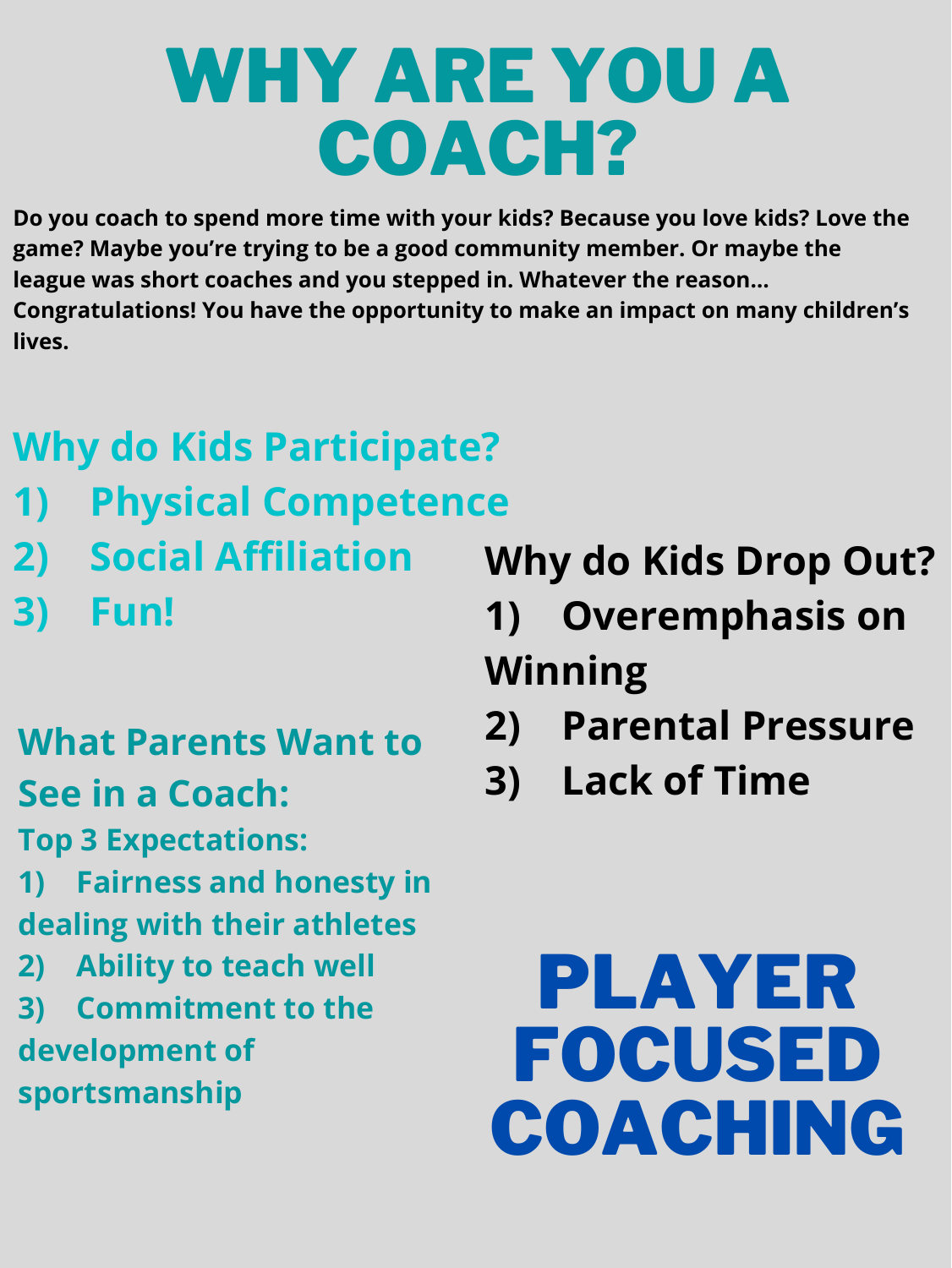# WHY ARE YOU A COACH?

**Do you coach to spend more time with your kids? Because you love kids? Love the game? Maybe you're trying to be a good community member. Or maybe the league was short coaches and you stepped in. Whatever the reason… Congratulations! You have the opportunity to make an impact on many children's lives.**

## Why do Kids Participate?

1) Physical Competence
2) Social Affiliation
3) Fun!

## What Parents Want to See in a Coach:

**Top 3 Expectations:**

1) Fairness and honesty in dealing with their athletes
2) Ability to teach well
3) Commitment to the development of sportsmanship

## Why do Kids Drop Out?

1) Overemphasis on Winning
2) Parental Pressure
3) Lack of Time

# PLAYER FOCUSED COACHING